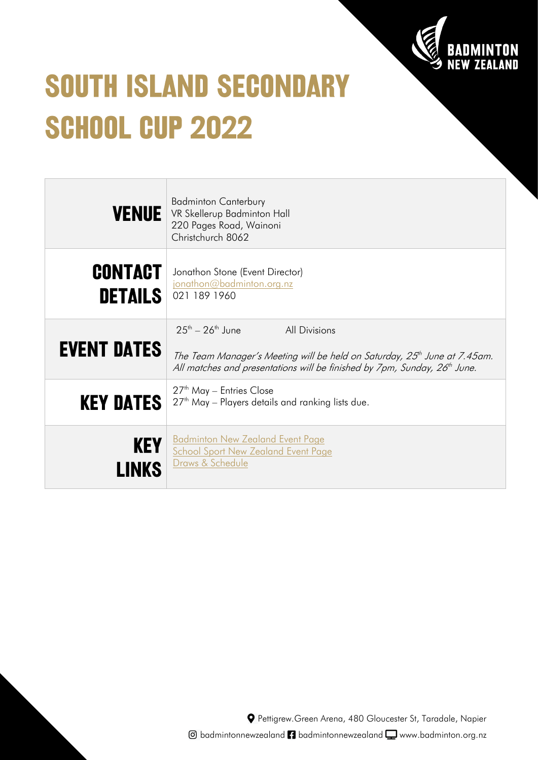# SOUTH ISLAND SECONDARY SCHOOL CUP 2022

| | |
|---|---|
| **VENUE** | Badminton Canterbury<br>VR Skellerup Badminton Hall<br>220 Pages Road, Wainoni<br>Christchurch 8062 |
| **CONTACT DETAILS** | Jonathon Stone (Event Director)<br>jonathon@badminton.org.nz<br>021 189 1960 |
| **EVENT DATES** | 25th – 26th June &nbsp;&nbsp;&nbsp;&nbsp; All Divisions<br><br>*The Team Manager's Meeting will be held on Saturday, 25th June at 7.45am. All matches and presentations will be finished by 7pm, Sunday, 26th June.* |
| **KEY DATES** | 27th May – Entries Close<br>27th May – Players details and ranking lists due. |
| **KEY LINKS** | Badminton New Zealand Event Page<br>School Sport New Zealand Event Page<br>Draws & Schedule |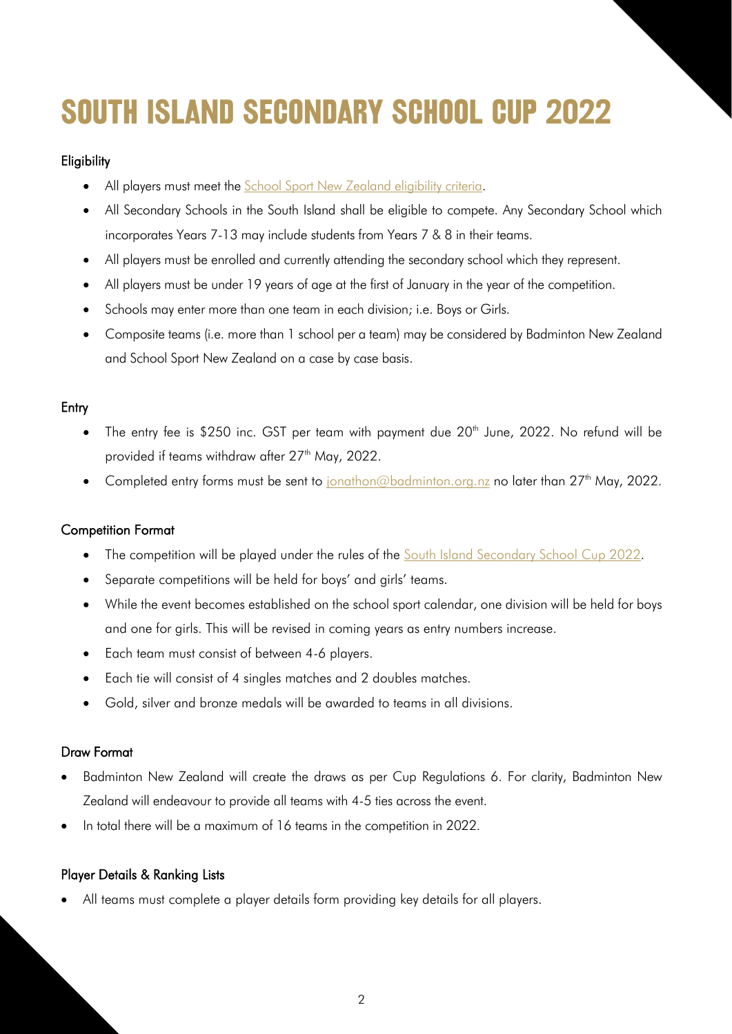# SOUTH ISLAND SECONDARY SCHOOL CUP 2022

### Eligibility

- All players must meet the School Sport New Zealand eligibility criteria.
- All Secondary Schools in the South Island shall be eligible to compete. Any Secondary School which incorporates Years 7-13 may include students from Years 7 & 8 in their teams.
- All players must be enrolled and currently attending the secondary school which they represent.
- All players must be under 19 years of age at the first of January in the year of the competition.
- Schools may enter more than one team in each division; i.e. Boys or Girls.
- Composite teams (i.e. more than 1 school per a team) may be considered by Badminton New Zealand and School Sport New Zealand on a case by case basis.

### Entry

- The entry fee is $250 inc. GST per team with payment due 20th June, 2022. No refund will be provided if teams withdraw after 27th May, 2022.
- Completed entry forms must be sent to jonathon@badminton.org.nz no later than 27th May, 2022.

### Competition Format

- The competition will be played under the rules of the South Island Secondary School Cup 2022.
- Separate competitions will be held for boys' and girls' teams.
- While the event becomes established on the school sport calendar, one division will be held for boys and one for girls. This will be revised in coming years as entry numbers increase.
- Each team must consist of between 4-6 players.
- Each tie will consist of 4 singles matches and 2 doubles matches.
- Gold, silver and bronze medals will be awarded to teams in all divisions.

### Draw Format

- Badminton New Zealand will create the draws as per Cup Regulations 6. For clarity, Badminton New Zealand will endeavour to provide all teams with 4-5 ties across the event.
- In total there will be a maximum of 16 teams in the competition in 2022.

### Player Details & Ranking Lists

- All teams must complete a player details form providing key details for all players.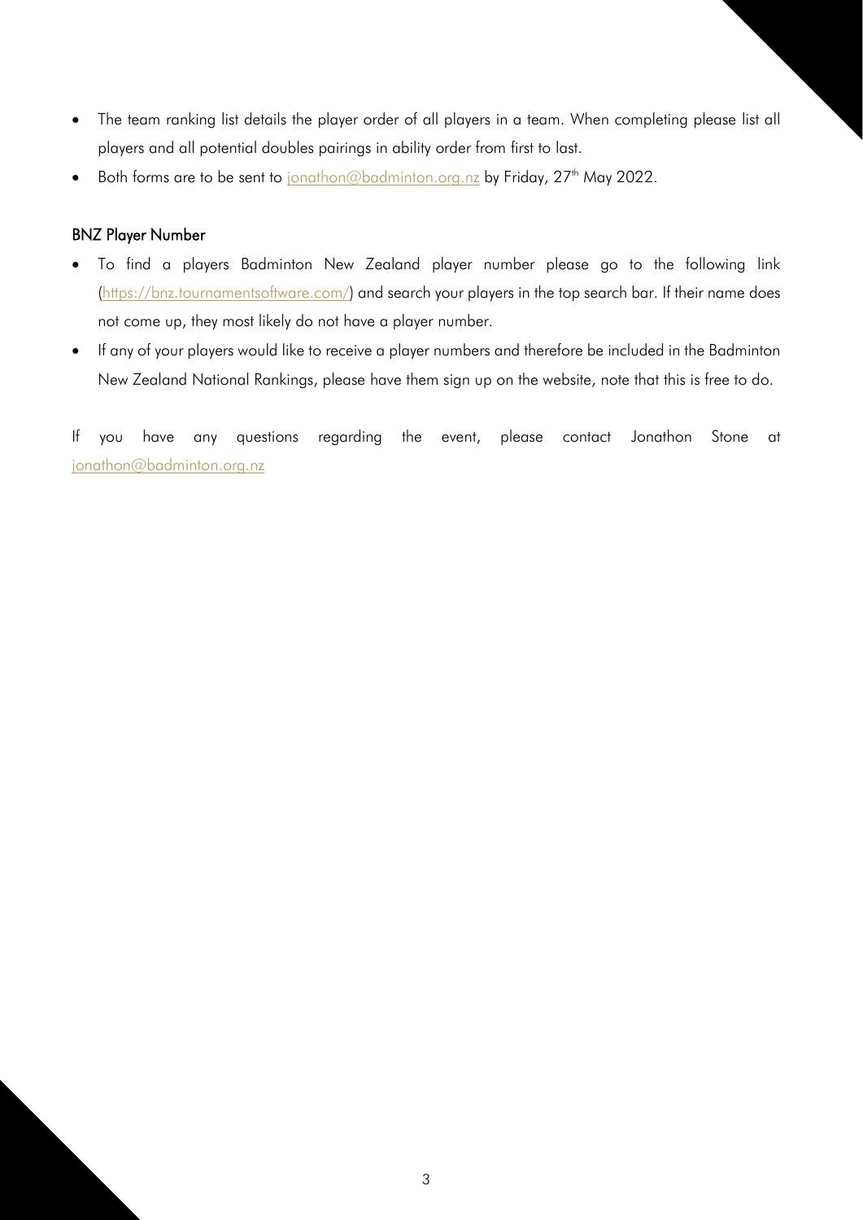- The team ranking list details the player order of all players in a team. When completing please list all players and all potential doubles pairings in ability order from first to last.
- Both forms are to be sent to jonathon@badminton.org.nz by Friday, 27th May 2022.

### BNZ Player Number

- To find a players Badminton New Zealand player number please go to the following link (https://bnz.tournamentsoftware.com/) and search your players in the top search bar. If their name does not come up, they most likely do not have a player number.
- If any of your players would like to receive a player numbers and therefore be included in the Badminton New Zealand National Rankings, please have them sign up on the website, note that this is free to do.

If you have any questions regarding the event, please contact Jonathon Stone at jonathon@badminton.org.nz